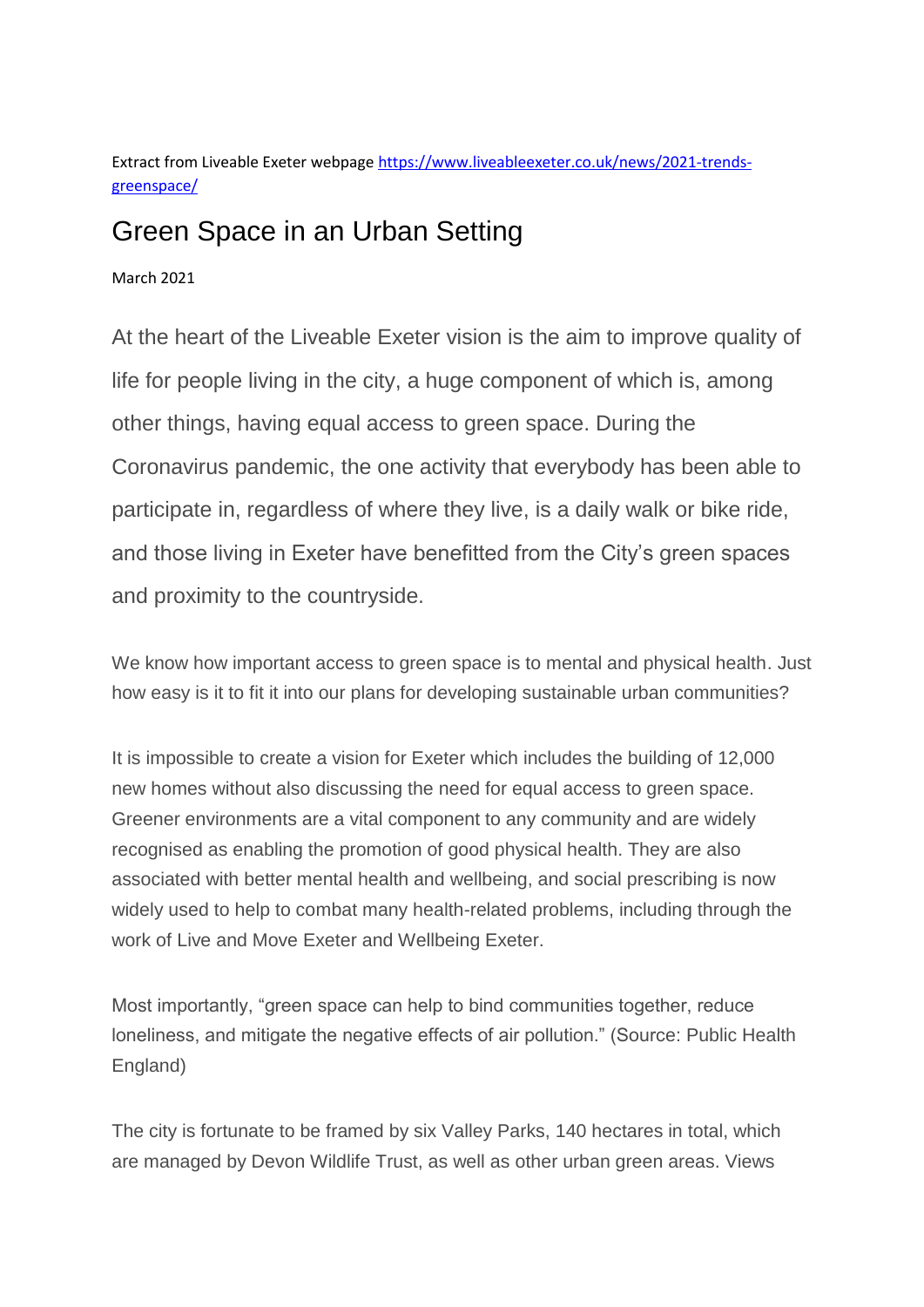Extract from Liveable Exeter webpage [https://www.liveableexeter.co.uk/news/2021-trends-greenspace/](https://www.liveableexeter.co.uk/news/2021-trends-greenspace/)

# Green Space in an Urban Setting

March 2021

At the heart of the Liveable Exeter vision is the aim to improve quality of life for people living in the city, a huge component of which is, among other things, having equal access to green space. During the Coronavirus pandemic, the one activity that everybody has been able to participate in, regardless of where they live, is a daily walk or bike ride, and those living in Exeter have benefitted from the City's green spaces and proximity to the countryside.

We know how important access to green space is to mental and physical health. Just how easy is it to fit it into our plans for developing sustainable urban communities?

It is impossible to create a vision for Exeter which includes the building of 12,000 new homes without also discussing the need for equal access to green space. Greener environments are a vital component to any community and are widely recognised as enabling the promotion of good physical health. They are also associated with better mental health and wellbeing, and social prescribing is now widely used to help to combat many health-related problems, including through the work of Live and Move Exeter and Wellbeing Exeter.

Most importantly, "green space can help to bind communities together, reduce loneliness, and mitigate the negative effects of air pollution." (Source: Public Health England)

The city is fortunate to be framed by six Valley Parks, 140 hectares in total, which are managed by Devon Wildlife Trust, as well as other urban green areas. Views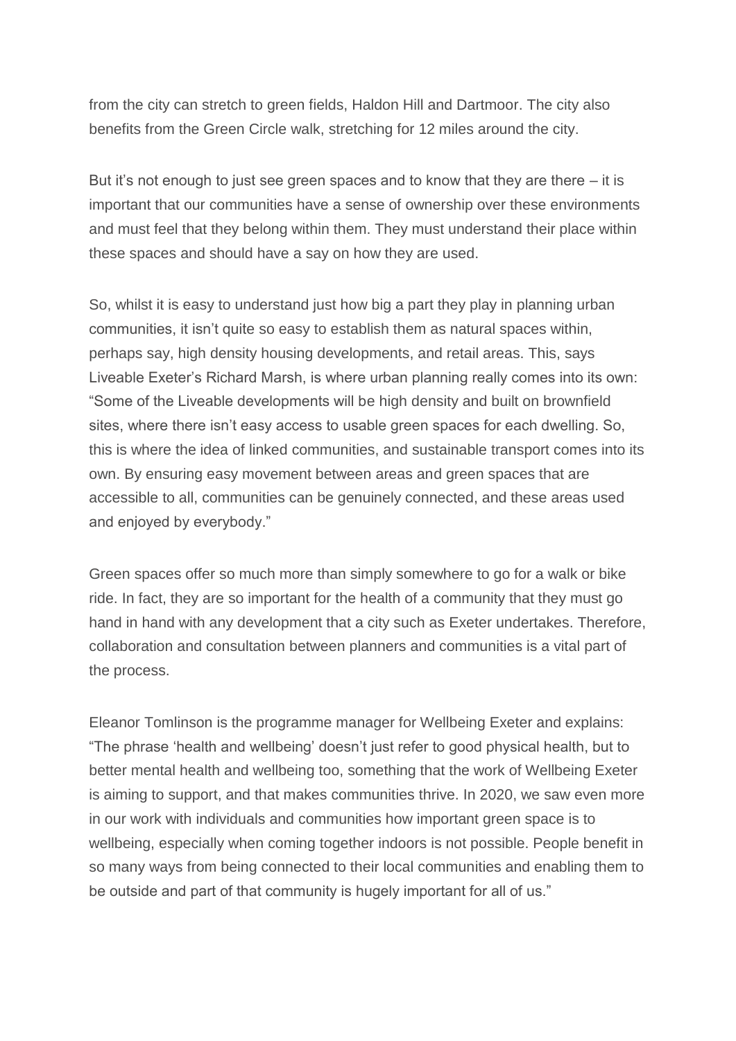from the city can stretch to green fields, Haldon Hill and Dartmoor. The city also benefits from the Green Circle walk, stretching for 12 miles around the city.

But it's not enough to just see green spaces and to know that they are there – it is important that our communities have a sense of ownership over these environments and must feel that they belong within them. They must understand their place within these spaces and should have a say on how they are used.

So, whilst it is easy to understand just how big a part they play in planning urban communities, it isn't quite so easy to establish them as natural spaces within, perhaps say, high density housing developments, and retail areas. This, says Liveable Exeter's Richard Marsh, is where urban planning really comes into its own: "Some of the Liveable developments will be high density and built on brownfield sites, where there isn't easy access to usable green spaces for each dwelling. So, this is where the idea of linked communities, and sustainable transport comes into its own. By ensuring easy movement between areas and green spaces that are accessible to all, communities can be genuinely connected, and these areas used and enjoyed by everybody."

Green spaces offer so much more than simply somewhere to go for a walk or bike ride. In fact, they are so important for the health of a community that they must go hand in hand with any development that a city such as Exeter undertakes. Therefore, collaboration and consultation between planners and communities is a vital part of the process.

Eleanor Tomlinson is the programme manager for Wellbeing Exeter and explains: "The phrase 'health and wellbeing' doesn't just refer to good physical health, but to better mental health and wellbeing too, something that the work of Wellbeing Exeter is aiming to support, and that makes communities thrive. In 2020, we saw even more in our work with individuals and communities how important green space is to wellbeing, especially when coming together indoors is not possible. People benefit in so many ways from being connected to their local communities and enabling them to be outside and part of that community is hugely important for all of us."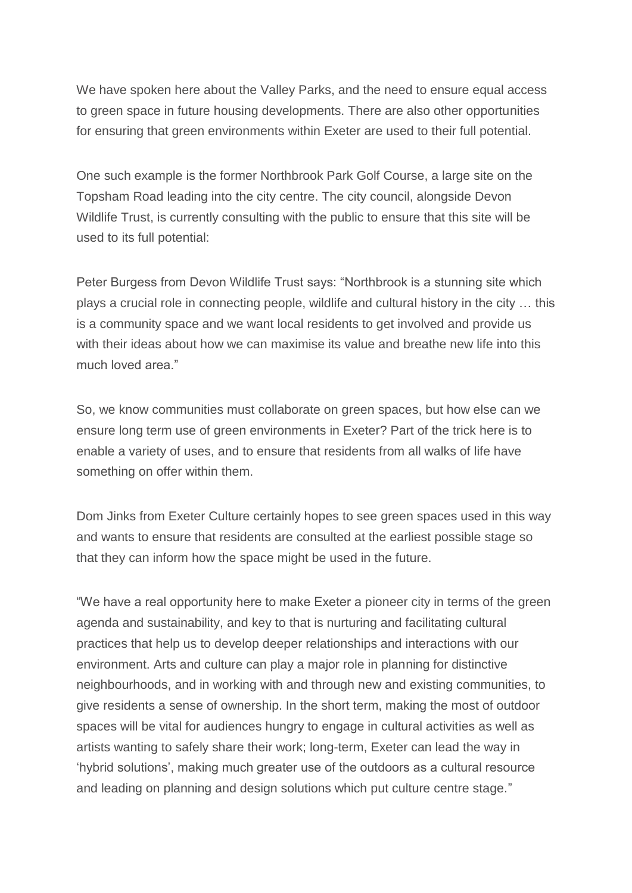We have spoken here about the Valley Parks, and the need to ensure equal access to green space in future housing developments. There are also other opportunities for ensuring that green environments within Exeter are used to their full potential.

One such example is the former Northbrook Park Golf Course, a large site on the Topsham Road leading into the city centre. The city council, alongside Devon Wildlife Trust, is currently consulting with the public to ensure that this site will be used to its full potential:

Peter Burgess from Devon Wildlife Trust says: "Northbrook is a stunning site which plays a crucial role in connecting people, wildlife and cultural history in the city … this is a community space and we want local residents to get involved and provide us with their ideas about how we can maximise its value and breathe new life into this much loved area."

So, we know communities must collaborate on green spaces, but how else can we ensure long term use of green environments in Exeter? Part of the trick here is to enable a variety of uses, and to ensure that residents from all walks of life have something on offer within them.

Dom Jinks from Exeter Culture certainly hopes to see green spaces used in this way and wants to ensure that residents are consulted at the earliest possible stage so that they can inform how the space might be used in the future.

"We have a real opportunity here to make Exeter a pioneer city in terms of the green agenda and sustainability, and key to that is nurturing and facilitating cultural practices that help us to develop deeper relationships and interactions with our environment. Arts and culture can play a major role in planning for distinctive neighbourhoods, and in working with and through new and existing communities, to give residents a sense of ownership. In the short term, making the most of outdoor spaces will be vital for audiences hungry to engage in cultural activities as well as artists wanting to safely share their work; long-term, Exeter can lead the way in 'hybrid solutions', making much greater use of the outdoors as a cultural resource and leading on planning and design solutions which put culture centre stage."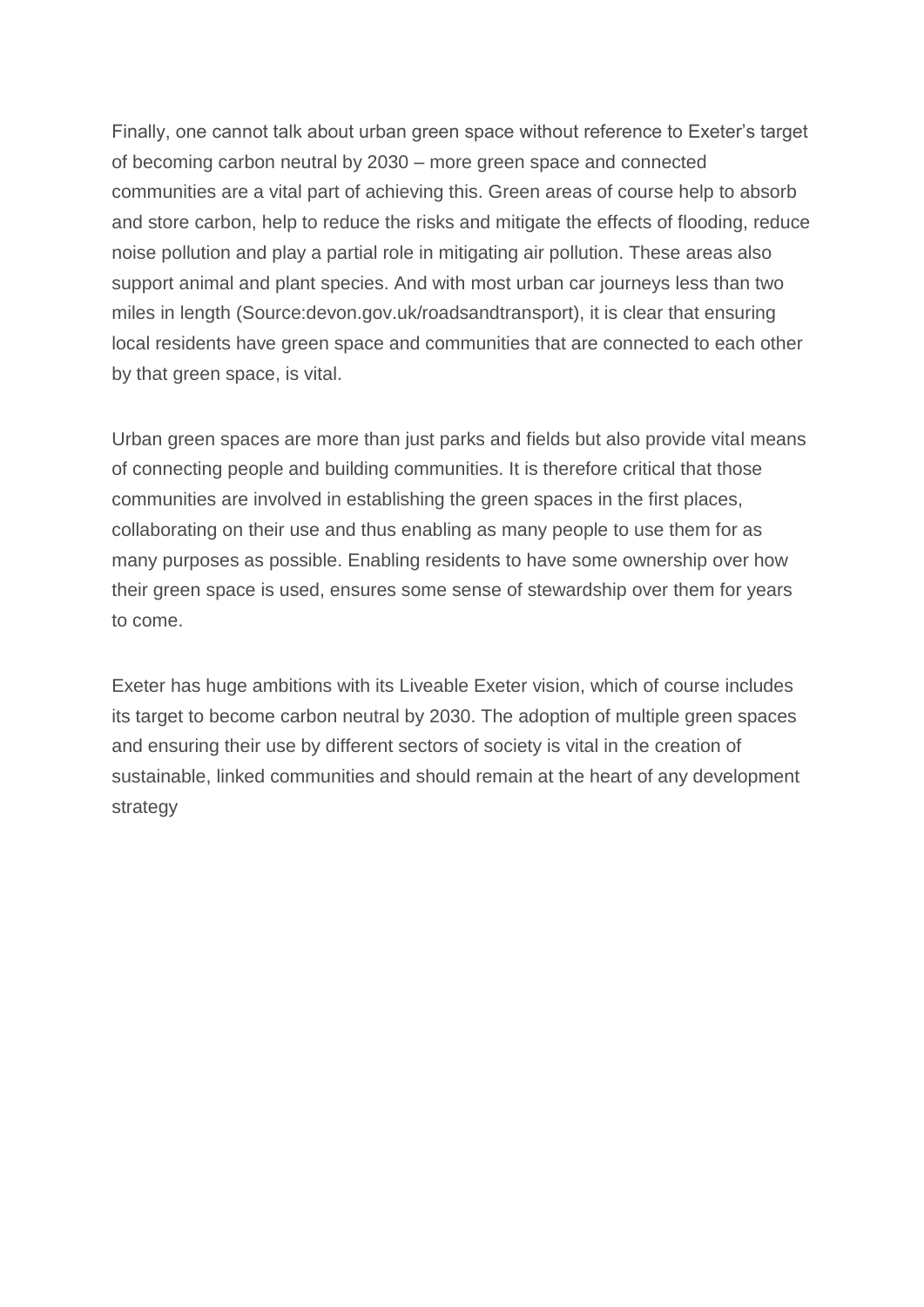Finally, one cannot talk about urban green space without reference to Exeter's target of becoming carbon neutral by 2030 – more green space and connected communities are a vital part of achieving this. Green areas of course help to absorb and store carbon, help to reduce the risks and mitigate the effects of flooding, reduce noise pollution and play a partial role in mitigating air pollution. These areas also support animal and plant species. And with most urban car journeys less than two miles in length (Source:devon.gov.uk/roadsandtransport), it is clear that ensuring local residents have green space and communities that are connected to each other by that green space, is vital.

Urban green spaces are more than just parks and fields but also provide vital means of connecting people and building communities. It is therefore critical that those communities are involved in establishing the green spaces in the first places, collaborating on their use and thus enabling as many people to use them for as many purposes as possible. Enabling residents to have some ownership over how their green space is used, ensures some sense of stewardship over them for years to come.

Exeter has huge ambitions with its Liveable Exeter vision, which of course includes its target to become carbon neutral by 2030. The adoption of multiple green spaces and ensuring their use by different sectors of society is vital in the creation of sustainable, linked communities and should remain at the heart of any development strategy